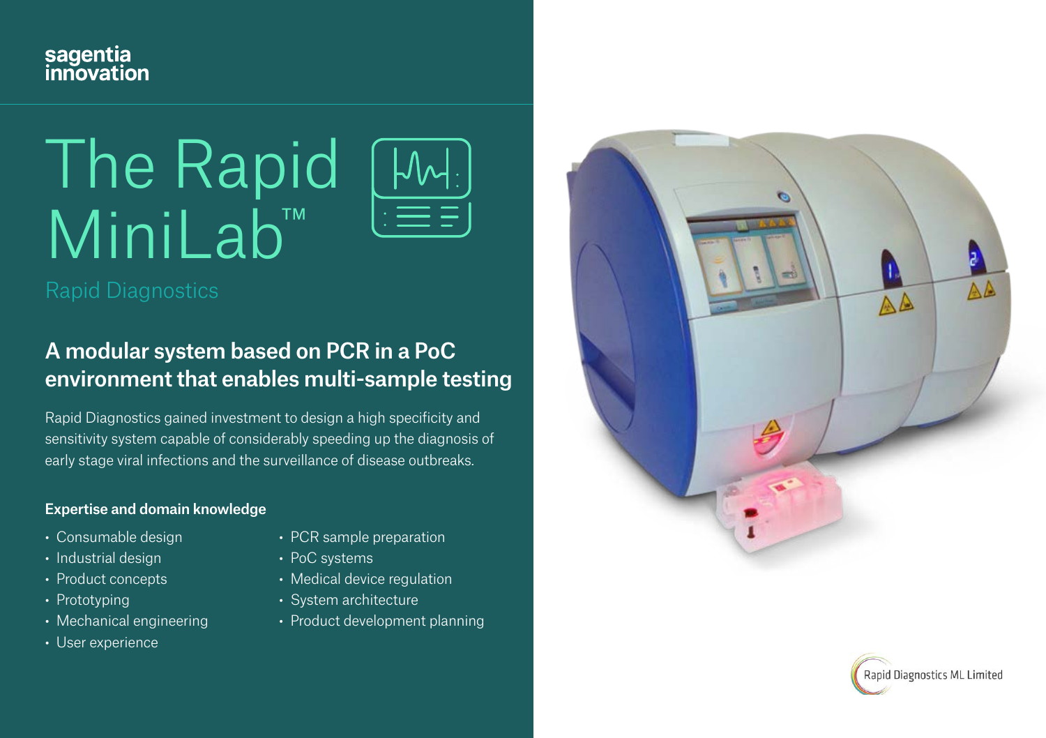sagentia innovation

# The Rapid MiniLab™

Rapid Diagnostics

## A modular system based on PCR in a PoC environment that enables multi-sample testing

Rapid Diagnostics gained investment to design a high specificity and sensitivity system capable of considerably speeding up the diagnosis of early stage viral infections and the surveillance of disease outbreaks.

### Expertise and domain knowledge

- Consumable design
- Industrial design
- Product concepts
- Prototyping
- Mechanical engineering
- User experience
- PCR sample preparation
- PoC systems
- Medical device regulation
- System architecture
- Product development planning

Rapid Diagnostics ML Limited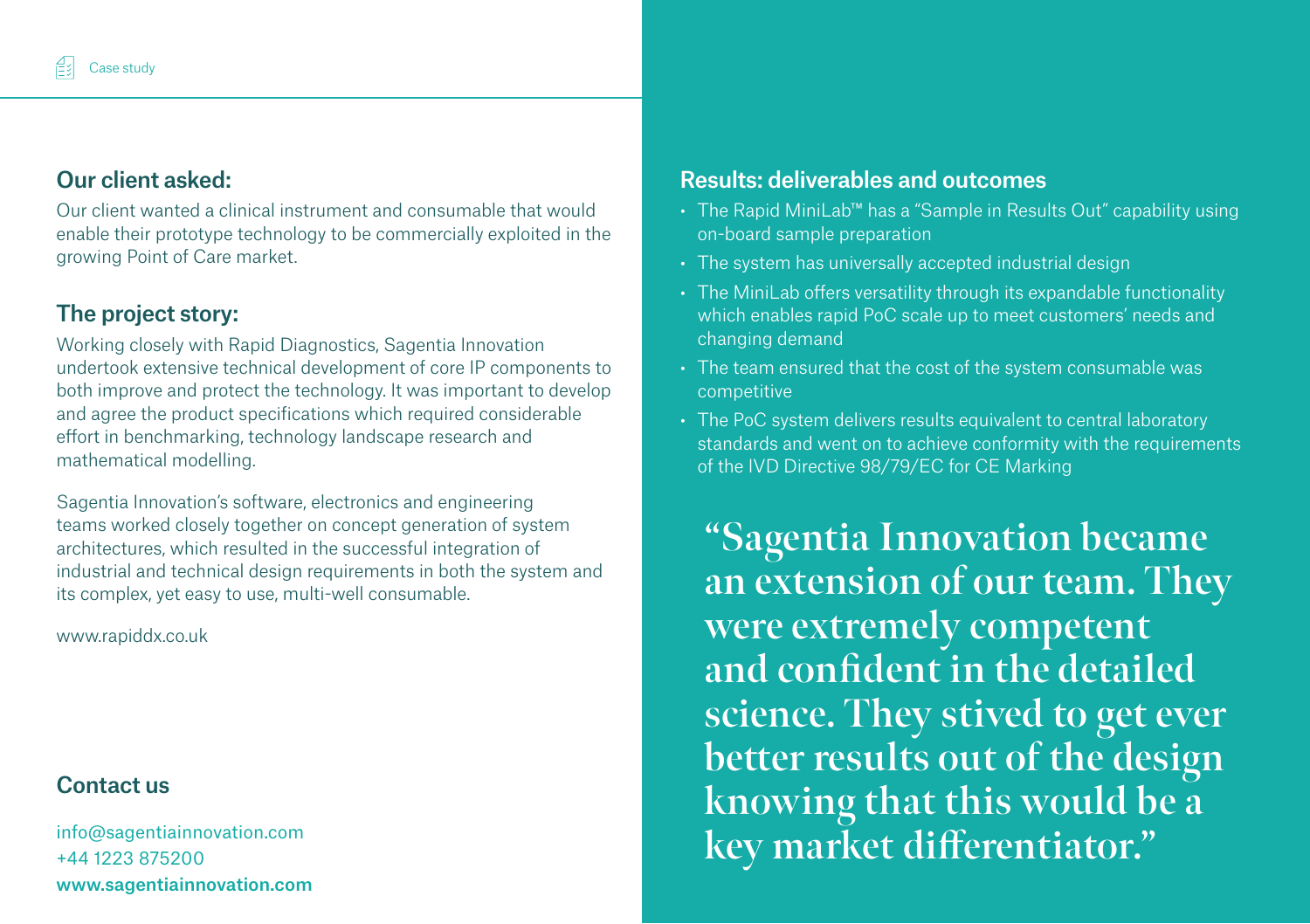## Our client asked:

Our client wanted a clinical instrument and consumable that would enable their prototype technology to be commercially exploited in the growing Point of Care market.

## The project story:

Working closely with Rapid Diagnostics, Sagentia Innovation undertook extensive technical development of core IP components to both improve and protect the technology. It was important to develop and agree the product specifications which required considerable effort in benchmarking, technology landscape research and mathematical modelling.

Sagentia Innovation's software, electronics and engineering teams worked closely together on concept generation of system architectures, which resulted in the successful integration of industrial and technical design requirements in both the system and its complex, yet easy to use, multi-well consumable.

www.rapiddx.co.uk

## Contact us

info@sagentiainnovation.com
+44 1223 875200
**www.sagentiainnovation.com**

## Results: deliverables and outcomes

- The Rapid MiniLab™ has a "Sample in Results Out" capability using on-board sample preparation
- The system has universally accepted industrial design
- The MiniLab offers versatility through its expandable functionality which enables rapid PoC scale up to meet customers' needs and changing demand
- The team ensured that the cost of the system consumable was competitive
- The PoC system delivers results equivalent to central laboratory standards and went on to achieve conformity with the requirements of the IVD Directive 98/79/EC for CE Marking

**"Sagentia Innovation became an extension of our team. They were extremely competent and confident in the detailed science. They stived to get ever better results out of the design knowing that this would be a key market differentiator."**